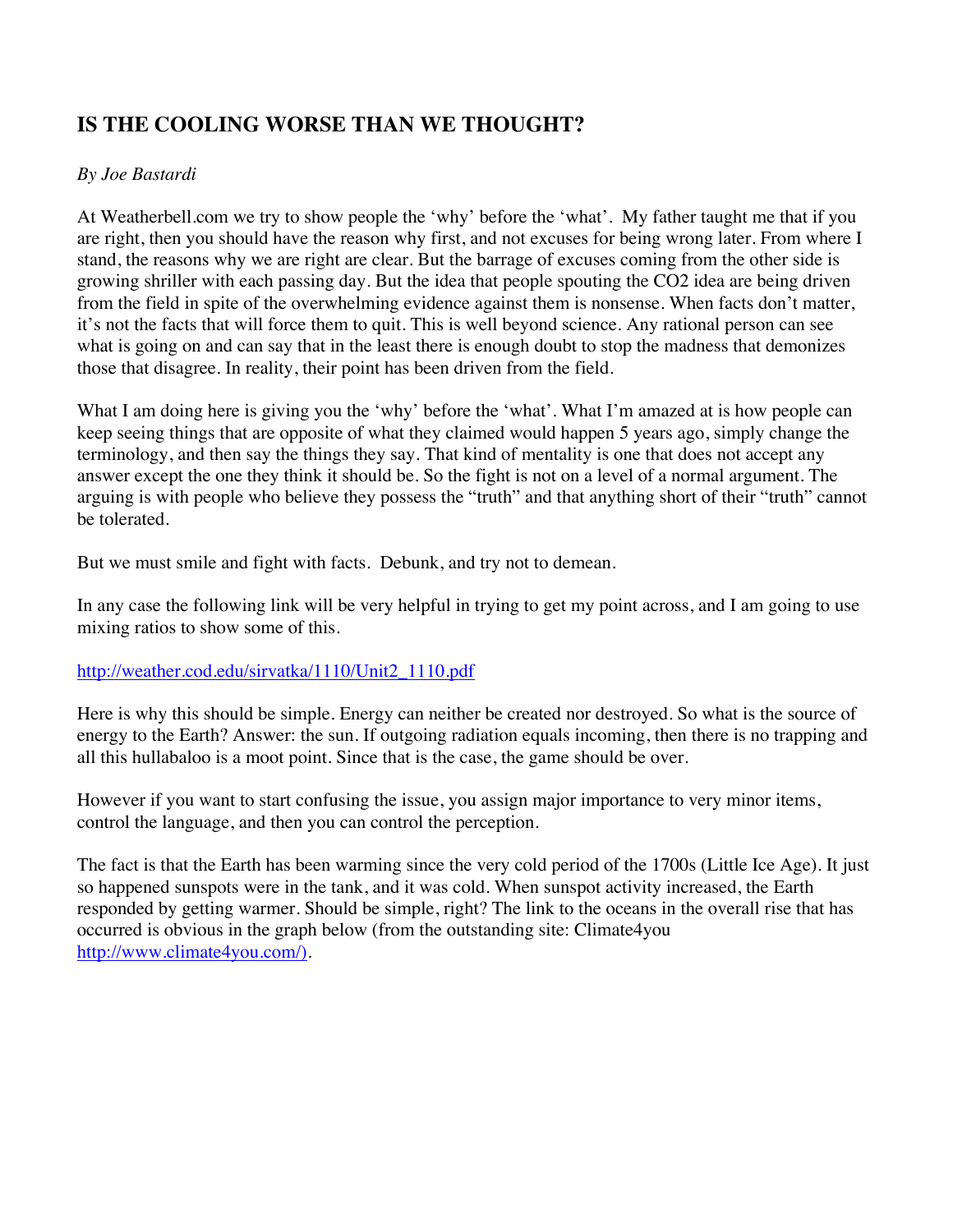## IS THE COOLING WORSE THAN WE THOUGHT?

*By Joe Bastardi*

At Weatherbell.com we try to show people the 'why' before the 'what'. My father taught me that if you are right, then you should have the reason why first, and not excuses for being wrong later. From where I stand, the reasons why we are right are clear. But the barrage of excuses coming from the other side is growing shriller with each passing day. But the idea that people spouting the CO2 idea are being driven from the field in spite of the overwhelming evidence against them is nonsense. When facts don't matter, it's not the facts that will force them to quit. This is well beyond science. Any rational person can see what is going on and can say that in the least there is enough doubt to stop the madness that demonizes those that disagree. In reality, their point has been driven from the field.

What I am doing here is giving you the 'why' before the 'what'. What I'm amazed at is how people can keep seeing things that are opposite of what they claimed would happen 5 years ago, simply change the terminology, and then say the things they say. That kind of mentality is one that does not accept any answer except the one they think it should be. So the fight is not on a level of a normal argument. The arguing is with people who believe they possess the "truth" and that anything short of their "truth" cannot be tolerated.

But we must smile and fight with facts. Debunk, and try not to demean.

In any case the following link will be very helpful in trying to get my point across, and I am going to use mixing ratios to show some of this.

[http://weather.cod.edu/sirvatka/1110/Unit2_1110.pdf](http://weather.cod.edu/sirvatka/1110/Unit2_1110.pdf)

Here is why this should be simple. Energy can neither be created nor destroyed. So what is the source of energy to the Earth? Answer: the sun. If outgoing radiation equals incoming, then there is no trapping and all this hullabaloo is a moot point. Since that is the case, the game should be over.

However if you want to start confusing the issue, you assign major importance to very minor items, control the language, and then you can control the perception.

The fact is that the Earth has been warming since the very cold period of the 1700s (Little Ice Age). It just so happened sunspots were in the tank, and it was cold. When sunspot activity increased, the Earth responded by getting warmer. Should be simple, right? The link to the oceans in the overall rise that has occurred is obvious in the graph below (from the outstanding site: Climate4you [http://www.climate4you.com/)](http://www.climate4you.com/).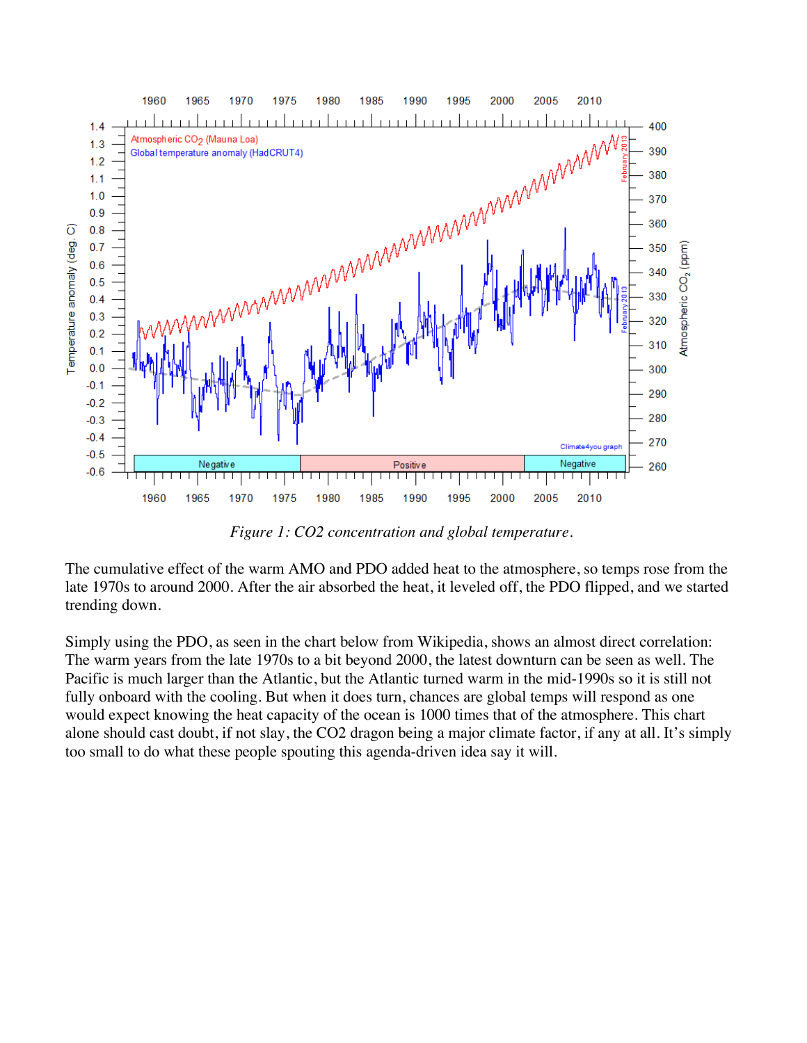*Figure 1: CO2 concentration and global temperature.*

The cumulative effect of the warm AMO and PDO added heat to the atmosphere, so temps rose from the late 1970s to around 2000. After the air absorbed the heat, it leveled off, the PDO flipped, and we started trending down.

Simply using the PDO, as seen in the chart below from Wikipedia, shows an almost direct correlation: The warm years from the late 1970s to a bit beyond 2000, the latest downturn can be seen as well. The Pacific is much larger than the Atlantic, but the Atlantic turned warm in the mid-1990s so it is still not fully onboard with the cooling. But when it does turn, chances are global temps will respond as one would expect knowing the heat capacity of the ocean is 1000 times that of the atmosphere. This chart alone should cast doubt, if not slay, the CO2 dragon being a major climate factor, if any at all. It's simply too small to do what these people spouting this agenda-driven idea say it will.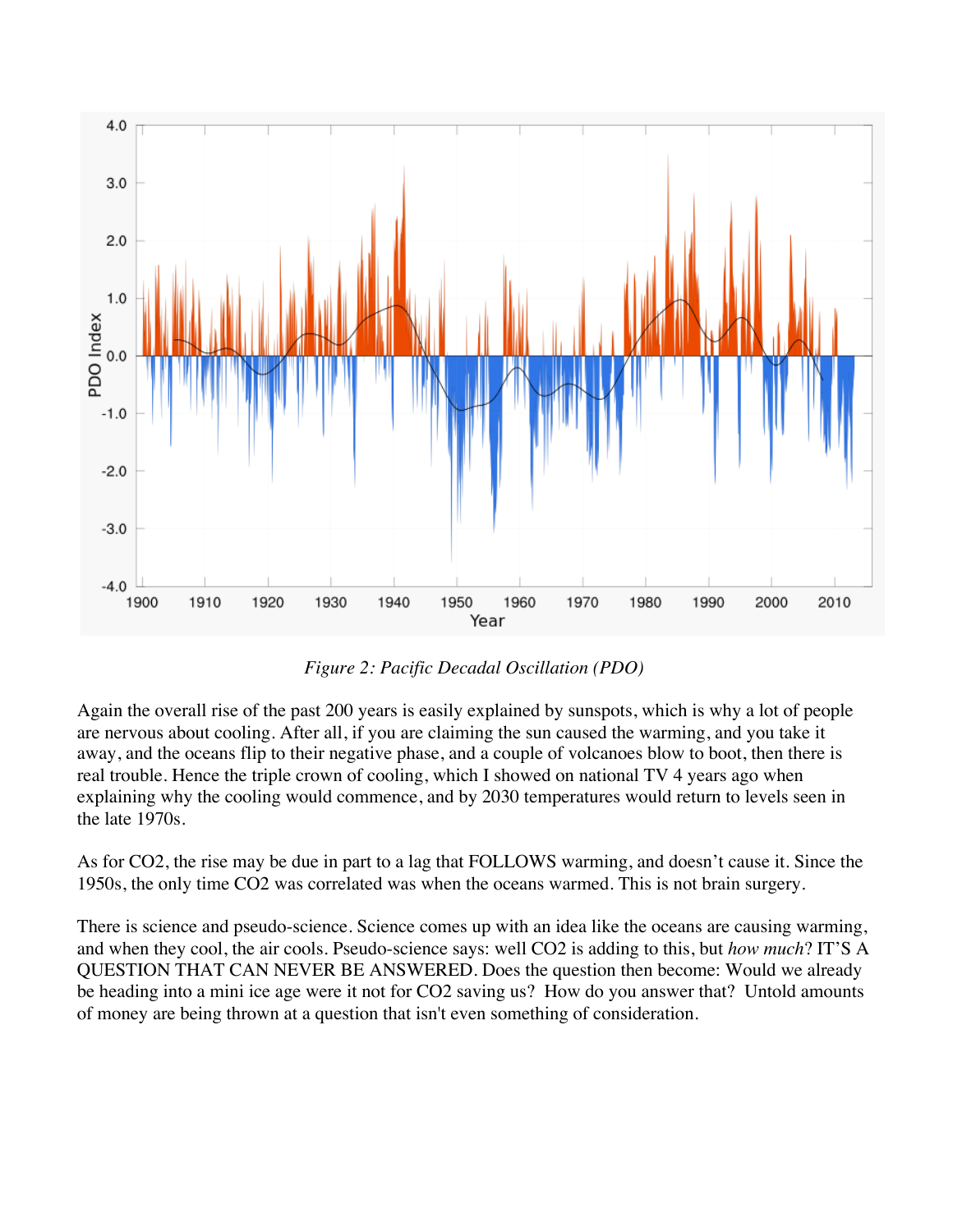*Figure 2: Pacific Decadal Oscillation (PDO)*

Again the overall rise of the past 200 years is easily explained by sunspots, which is why a lot of people are nervous about cooling. After all, if you are claiming the sun caused the warming, and you take it away, and the oceans flip to their negative phase, and a couple of volcanoes blow to boot, then there is real trouble. Hence the triple crown of cooling, which I showed on national TV 4 years ago when explaining why the cooling would commence, and by 2030 temperatures would return to levels seen in the late 1970s.

As for $CO_2$, the rise may be due in part to a lag that FOLLOWS warming, and doesn't cause it. Since the 1950s, the only time $CO_2$ was correlated was when the oceans warmed. This is not brain surgery.

There is science and pseudo-science. Science comes up with an idea like the oceans are causing warming, and when they cool, the air cools. Pseudo-science says: well $CO_2$ is adding to this, but *how much*? IT'S A QUESTION THAT CAN NEVER BE ANSWERED. Does the question then become: Would we already be heading into a mini ice age were it not for $CO_2$ saving us? How do you answer that? Untold amounts of money are being thrown at a question that isn't even something of consideration.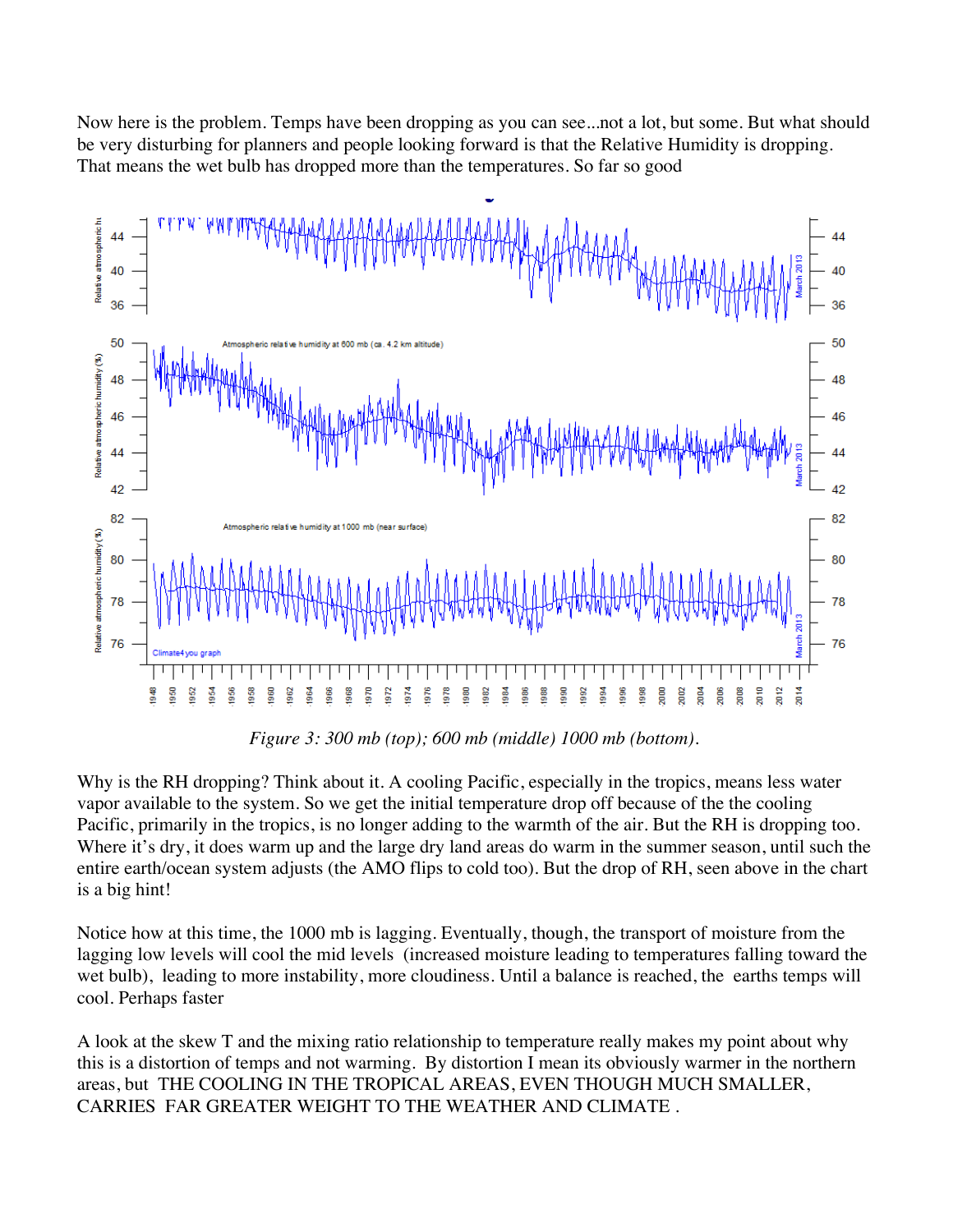Now here is the problem. Temps have been dropping as you can see...not a lot, but some. But what should be very disturbing for planners and people looking forward is that the Relative Humidity is dropping. That means the wet bulb has dropped more than the temperatures. So far so good

*Figure 3: 300 mb (top); 600 mb (middle) 1000 mb (bottom).*

Why is the RH dropping? Think about it. A cooling Pacific, especially in the tropics, means less water vapor available to the system. So we get the initial temperature drop off because of the the cooling Pacific, primarily in the tropics, is no longer adding to the warmth of the air. But the RH is dropping too. Where it's dry, it does warm up and the large dry land areas do warm in the summer season, until such the entire earth/ocean system adjusts (the AMO flips to cold too). But the drop of RH, seen above in the chart is a big hint!

Notice how at this time, the 1000 mb is lagging. Eventually, though, the transport of moisture from the lagging low levels will cool the mid levels (increased moisture leading to temperatures falling toward the wet bulb), leading to more instability, more cloudiness. Until a balance is reached, the earths temps will cool. Perhaps faster

A look at the skew T and the mixing ratio relationship to temperature really makes my point about why this is a distortion of temps and not warming. By distortion I mean its obviously warmer in the northern areas, but THE COOLING IN THE TROPICAL AREAS, EVEN THOUGH MUCH SMALLER, CARRIES FAR GREATER WEIGHT TO THE WEATHER AND CLIMATE .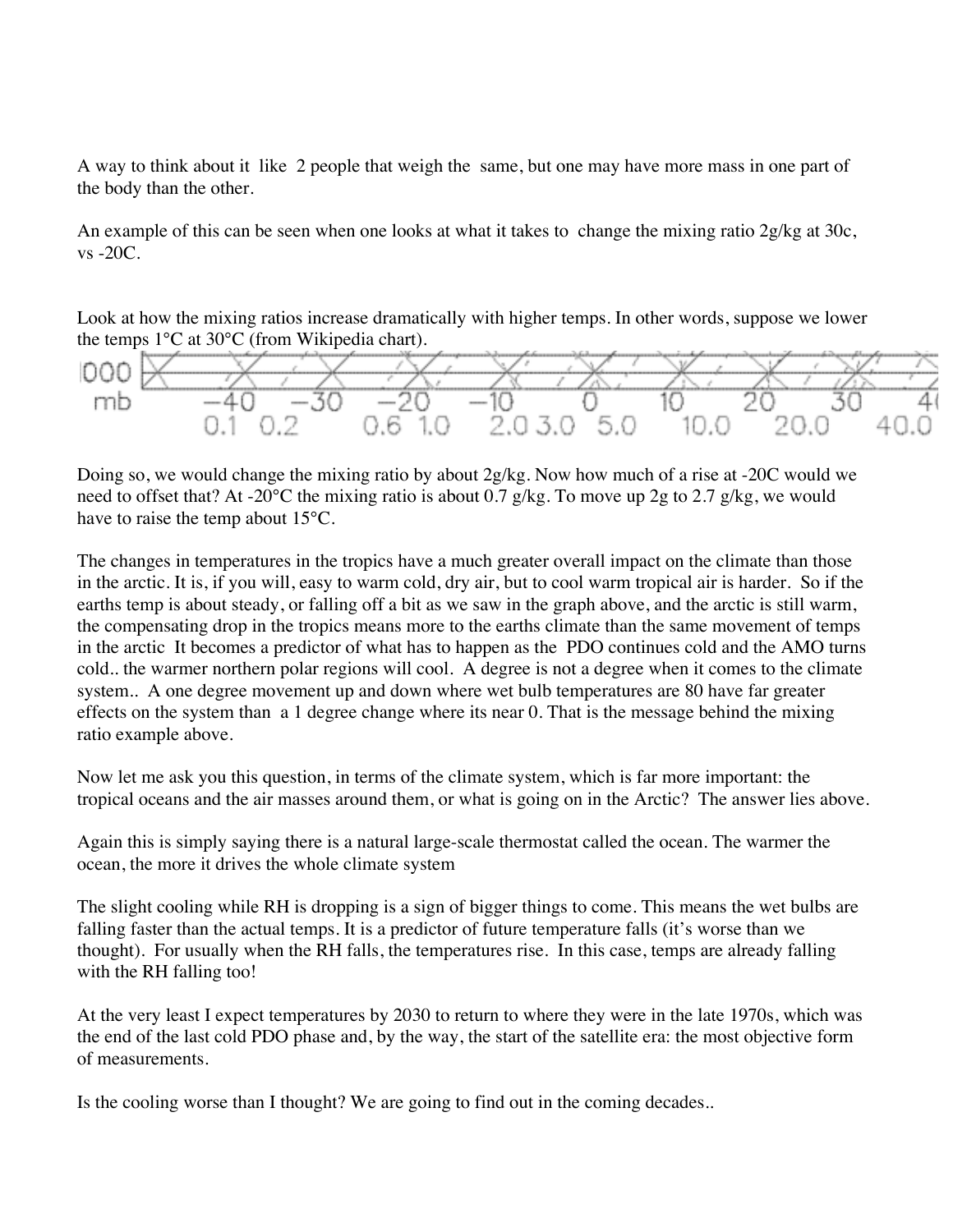A way to think about it like 2 people that weigh the same, but one may have more mass in one part of the body than the other.

An example of this can be seen when one looks at what it takes to change the mixing ratio 2g/kg at 30c, vs -20C.

Look at how the mixing ratios increase dramatically with higher temps. In other words, suppose we lower the temps 1°C at 30°C (from Wikipedia chart).

1000 mb
−40 −30 −20 −10 0 10 20 30 40
0.1 0.2 0.6 1.0 2.0 3.0 5.0 10.0 20.0 40.0

Doing so, we would change the mixing ratio by about 2g/kg. Now how much of a rise at -20C would we need to offset that? At -20°C the mixing ratio is about 0.7 g/kg. To move up 2g to 2.7 g/kg, we would have to raise the temp about 15°C.

The changes in temperatures in the tropics have a much greater overall impact on the climate than those in the arctic. It is, if you will, easy to warm cold, dry air, but to cool warm tropical air is harder. So if the earths temp is about steady, or falling off a bit as we saw in the graph above, and the arctic is still warm, the compensating drop in the tropics means more to the earths climate than the same movement of temps in the arctic It becomes a predictor of what has to happen as the PDO continues cold and the AMO turns cold.. the warmer northern polar regions will cool. A degree is not a degree when it comes to the climate system.. A one degree movement up and down where wet bulb temperatures are 80 have far greater effects on the system than a 1 degree change where its near 0. That is the message behind the mixing ratio example above.

Now let me ask you this question, in terms of the climate system, which is far more important: the tropical oceans and the air masses around them, or what is going on in the Arctic? The answer lies above.

Again this is simply saying there is a natural large-scale thermostat called the ocean. The warmer the ocean, the more it drives the whole climate system

The slight cooling while RH is dropping is a sign of bigger things to come. This means the wet bulbs are falling faster than the actual temps. It is a predictor of future temperature falls (it's worse than we thought). For usually when the RH falls, the temperatures rise. In this case, temps are already falling with the RH falling too!

At the very least I expect temperatures by 2030 to return to where they were in the late 1970s, which was the end of the last cold PDO phase and, by the way, the start of the satellite era: the most objective form of measurements.

Is the cooling worse than I thought? We are going to find out in the coming decades..